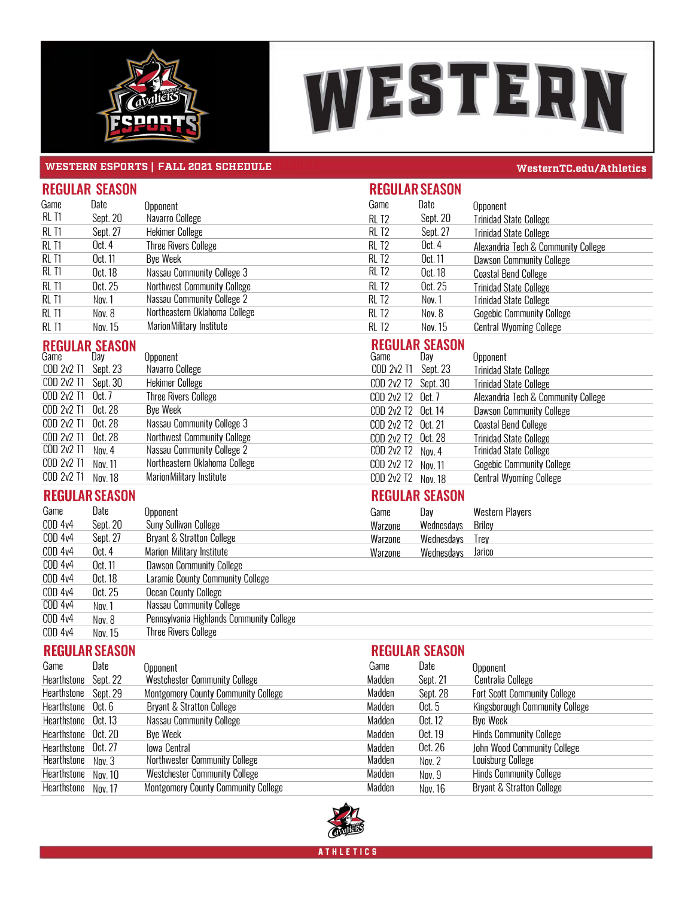# WESTERN

**WESTERN ESPORTS | FALL 2021 SCHEDULE**

WesternTC.edu/Athletics

## REGULAR SEASON

| Game | Date | Opponent |
|---|---|---|
| RL T1 | Sept. 20 | Navarro College |
| RL T1 | Sept. 27 | Hekimer College |
| RL T1 | Oct. 4 | Three Rivers College |
| RL T1 | Oct. 11 | Bye Week |
| RL T1 | Oct. 18 | Nassau Community College 3 |
| RL T1 | Oct. 25 | Northwest Community College |
| RL T1 | Nov. 1 | Nassau Community College 2 |
| RL T1 | Nov. 8 | Northeastern Oklahoma College |
| RL T1 | Nov. 15 | Marion Military Institute |

## REGULAR SEASON

| Game | Date | Opponent |
|---|---|---|
| RL T2 | Sept. 20 | Trinidad State College |
| RL T2 | Sept. 27 | Trinidad State College |
| RL T2 | Oct. 4 | Alexandria Tech & Community College |
| RL T2 | Oct. 11 | Dawson Community College |
| RL T2 | Oct. 18 | Coastal Bend College |
| RL T2 | Oct. 25 | Trinidad State College |
| RL T2 | Nov. 1 | Trinidad State College |
| RL T2 | Nov. 8 | Gogebic Community College |
| RL T2 | Nov. 15 | Central Wyoming College |

## REGULAR SEASON

| Game | Day | Opponent |
|---|---|---|
| COD 2v2 T1 | Sept. 23 | Navarro College |
| COD 2v2 T1 | Sept. 30 | Hekimer College |
| COD 2v2 T1 | Oct. 7 | Three Rivers College |
| COD 2v2 T1 | Oct. 28 | Bye Week |
| COD 2v2 T1 | Oct. 28 | Nassau Community College 3 |
| COD 2v2 T1 | Oct. 28 | Northwest Community College |
| COD 2v2 T1 | Nov. 4 | Nassau Community College 2 |
| COD 2v2 T1 | Nov. 11 | Northeastern Oklahoma College |
| COD 2v2 T1 | Nov. 18 | Marion Military Institute |

## REGULAR SEASON

| Game | Day | Opponent |
|---|---|---|
| COD 2v2 T1 | Sept. 23 | Trinidad State College |
| COD 2v2 T2 | Sept. 30 | Trinidad State College |
| COD 2v2 T2 | Oct. 7 | Alexandria Tech & Community College |
| COD 2v2 T2 | Oct. 14 | Dawson Community College |
| COD 2v2 T2 | Oct. 21 | Coastal Bend College |
| COD 2v2 T2 | Oct. 28 | Trinidad State College |
| COD 2v2 T2 | Nov. 4 | Trinidad State College |
| COD 2v2 T2 | Nov. 11 | Gogebic Community College |
| COD 2v2 T2 | Nov. 18 | Central Wyoming College |

## REGULAR SEASON

| Game | Date | Opponent |
|---|---|---|
| COD 4v4 | Sept. 20 | Suny Sullivan College |
| COD 4v4 | Sept. 27 | Bryant & Stratton College |
| COD 4v4 | Oct. 4 | Marion Military Institute |
| COD 4v4 | Oct. 11 | Dawson Community College |
| COD 4v4 | Oct. 18 | Laramie County Community College |
| COD 4v4 | Oct. 25 | Ocean County College |
| COD 4v4 | Nov. 1 | Nassau Community College |
| COD 4v4 | Nov. 8 | Pennsylvania Highlands Community College |
| COD 4v4 | Nov. 15 | Three Rivers College |

## REGULAR SEASON

| Game | Day | Western Players |
|---|---|---|
| Warzone | Wednesdays | Briley |
| Warzone | Wednesdays | Trey |
| Warzone | Wednesdays | Jarico |

## REGULAR SEASON

| Game | Date | Opponent |
|---|---|---|
| Hearthstone | Sept. 22 | Westchester Community College |
| Hearthstone | Sept. 29 | Montgomery County Community College |
| Hearthstone | Oct. 6 | Bryant & Stratton College |
| Hearthstone | Oct. 13 | Nassau Community College |
| Hearthstone | Oct. 20 | Bye Week |
| Hearthstone | Oct. 27 | Iowa Central |
| Hearthstone | Nov. 3 | Northwester Community College |
| Hearthstone | Nov. 10 | Westchester Community College |
| Hearthstone | Nov. 17 | Montgomery County Community College |

## REGULAR SEASON

| Game | Date | Opponent |
|---|---|---|
| Madden | Sept. 21 | Centralia College |
| Madden | Sept. 28 | Fort Scott Community College |
| Madden | Oct. 5 | Kingsborough Community College |
| Madden | Oct. 12 | Bye Week |
| Madden | Oct. 19 | Hinds Community College |
| Madden | Oct. 26 | John Wood Community College |
| Madden | Nov. 2 | Louisburg College |
| Madden | Nov. 9 | Hinds Community College |
| Madden | Nov. 16 | Bryant & Stratton College |

ATHLETICS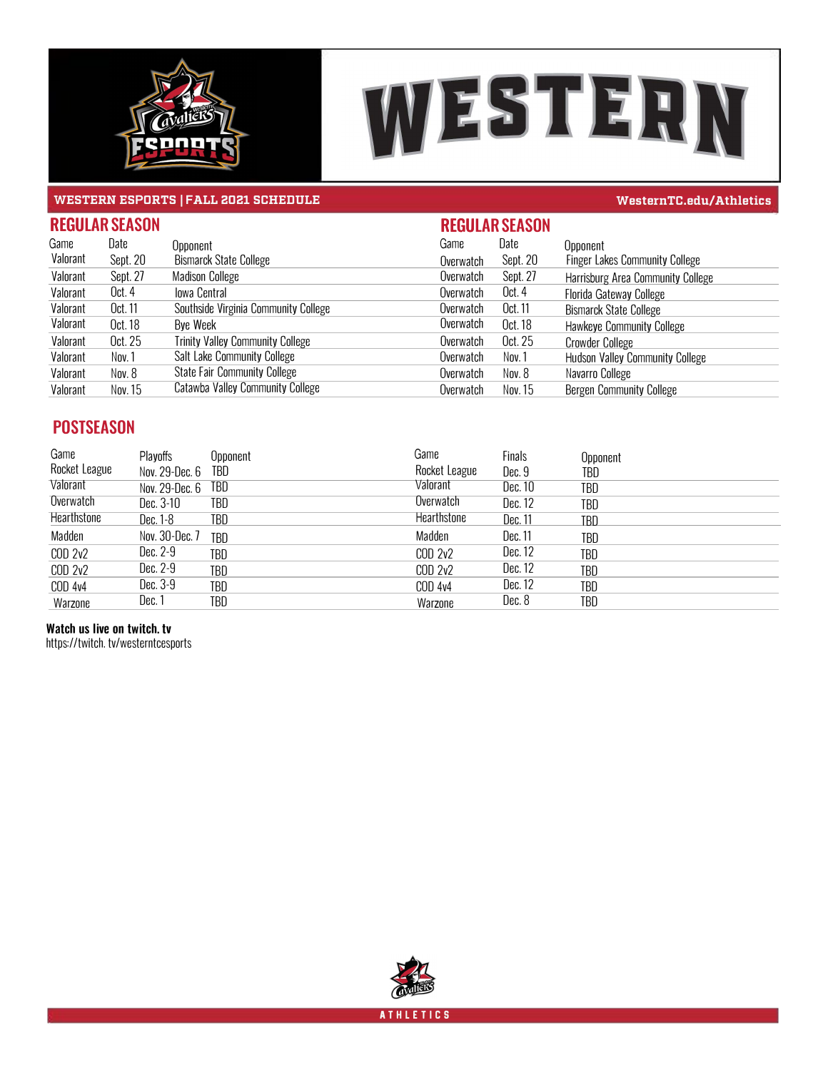# WESTERN

**WESTERN ESPORTS | FALL 2021 SCHEDULE** WesternTC.edu/Athletics

## REGULAR SEASON

| Game | Date | Opponent |
|---|---|---|
| Valorant | Sept. 20 | Bismarck State College |
| Valorant | Sept. 27 | Madison College |
| Valorant | Oct. 4 | Iowa Central |
| Valorant | Oct. 11 | Southside Virginia Community College |
| Valorant | Oct. 18 | Bye Week |
| Valorant | Oct. 25 | Trinity Valley Community College |
| Valorant | Nov. 1 | Salt Lake Community College |
| Valorant | Nov. 8 | State Fair Community College |
| Valorant | Nov. 15 | Catawba Valley Community College |

## REGULAR SEASON

| Game | Date | Opponent |
|---|---|---|
| Overwatch | Sept. 20 | Finger Lakes Community College |
| Overwatch | Sept. 27 | Harrisburg Area Community College |
| Overwatch | Oct. 4 | Florida Gateway College |
| Overwatch | Oct. 11 | Bismarck State College |
| Overwatch | Oct. 18 | Hawkeye Community College |
| Overwatch | Oct. 25 | Crowder College |
| Overwatch | Nov. 1 | Hudson Valley Community College |
| Overwatch | Nov. 8 | Navarro College |
| Overwatch | Nov. 15 | Bergen Community College |

## POSTSEASON

| Game | Playoffs | Opponent |
|---|---|---|
| Rocket League | Nov. 29-Dec. 6 | TBD |
| Valorant | Nov. 29-Dec. 6 | TBD |
| Overwatch | Dec. 3-10 | TBD |
| Hearthstone | Dec. 1-8 | TBD |
| Madden | Nov. 30-Dec. 7 | TBD |
| COD 2v2 | Dec. 2-9 | TBD |
| COD 2v2 | Dec. 2-9 | TBD |
| COD 4v4 | Dec. 3-9 | TBD |
| Warzone | Dec. 1 | TBD |

| Game | Finals | Opponent |
|---|---|---|
| Rocket League | Dec. 9 | TBD |
| Valorant | Dec. 10 | TBD |
| Overwatch | Dec. 12 | TBD |
| Hearthstone | Dec. 11 | TBD |
| Madden | Dec. 11 | TBD |
| COD 2v2 | Dec. 12 | TBD |
| COD 2v2 | Dec. 12 | TBD |
| COD 4v4 | Dec. 12 | TBD |
| Warzone | Dec. 8 | TBD |

**Watch us live on twitch. tv**
https://twitch. tv/westerntcesports

ATHLETICS